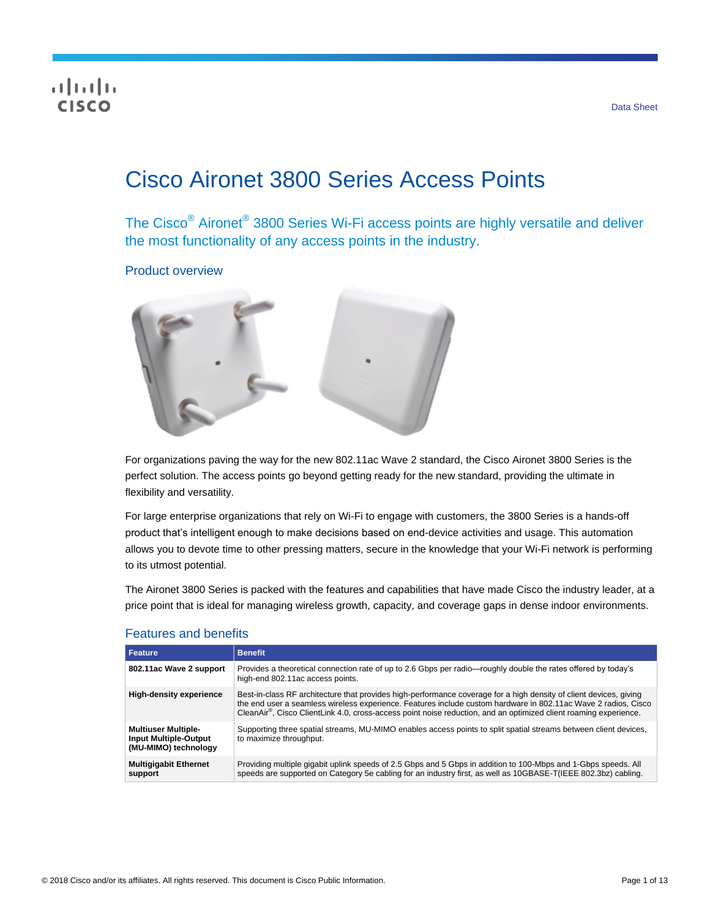Data Sheet

# Cisco Aironet 3800 Series Access Points

The Cisco® Aironet® 3800 Series Wi-Fi access points are highly versatile and deliver the most functionality of any access points in the industry.

## Product overview

For organizations paving the way for the new 802.11ac Wave 2 standard, the Cisco Aironet 3800 Series is the perfect solution. The access points go beyond getting ready for the new standard, providing the ultimate in flexibility and versatility.

For large enterprise organizations that rely on Wi-Fi to engage with customers, the 3800 Series is a hands-off product that's intelligent enough to make decisions based on end-device activities and usage. This automation allows you to devote time to other pressing matters, secure in the knowledge that your Wi-Fi network is performing to its utmost potential.

The Aironet 3800 Series is packed with the features and capabilities that have made Cisco the industry leader, at a price point that is ideal for managing wireless growth, capacity, and coverage gaps in dense indoor environments.

## Features and benefits

| Feature | Benefit |
|---|---|
| **802.11ac Wave 2 support** | Provides a theoretical connection rate of up to 2.6 Gbps per radio—roughly double the rates offered by today's high-end 802.11ac access points. |
| **High-density experience** | Best-in-class RF architecture that provides high-performance coverage for a high density of client devices, giving the end user a seamless wireless experience. Features include custom hardware in 802.11ac Wave 2 radios, Cisco CleanAir®, Cisco ClientLink 4.0, cross-access point noise reduction, and an optimized client roaming experience. |
| **Multiuser Multiple-Input Multiple-Output (MU-MIMO) technology** | Supporting three spatial streams, MU-MIMO enables access points to split spatial streams between client devices, to maximize throughput. |
| **Multigigabit Ethernet support** | Providing multiple gigabit uplink speeds of 2.5 Gbps and 5 Gbps in addition to 100-Mbps and 1-Gbps speeds. All speeds are supported on Category 5e cabling for an industry first, as well as 10GBASE-T(IEEE 802.3bz) cabling. |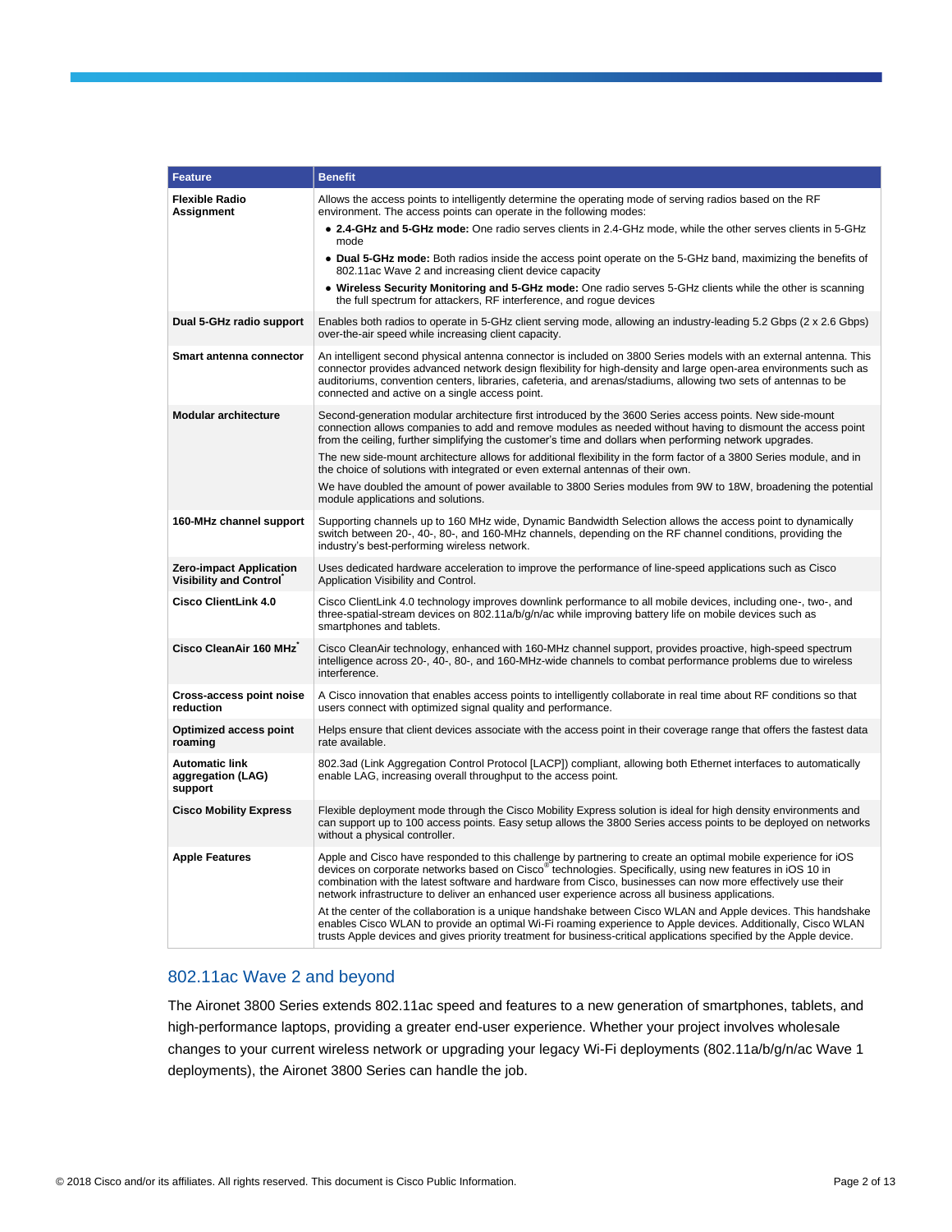| Feature | Benefit |
| --- | --- |
| **Flexible Radio Assignment** | Allows the access points to intelligently determine the operating mode of serving radios based on the RF environment. The access points can operate in the following modes:<br>● **2.4-GHz and 5-GHz mode:** One radio serves clients in 2.4-GHz mode, while the other serves clients in 5-GHz mode<br>● **Dual 5-GHz mode:** Both radios inside the access point operate on the 5-GHz band, maximizing the benefits of 802.11ac Wave 2 and increasing client device capacity<br>● **Wireless Security Monitoring and 5-GHz mode:** One radio serves 5-GHz clients while the other is scanning the full spectrum for attackers, RF interference, and rogue devices |
| **Dual 5-GHz radio support** | Enables both radios to operate in 5-GHz client serving mode, allowing an industry-leading 5.2 Gbps (2 x 2.6 Gbps) over-the-air speed while increasing client capacity. |
| **Smart antenna connector** | An intelligent second physical antenna connector is included on 3800 Series models with an external antenna. This connector provides advanced network design flexibility for high-density and large open-area environments such as auditoriums, convention centers, libraries, cafeteria, and arenas/stadiums, allowing two sets of antennas to be connected and active on a single access point. |
| **Modular architecture** | Second-generation modular architecture first introduced by the 3600 Series access points. New side-mount connection allows companies to add and remove modules as needed without having to dismount the access point from the ceiling, further simplifying the customer's time and dollars when performing network upgrades.<br>The new side-mount architecture allows for additional flexibility in the form factor of a 3800 Series module, and in the choice of solutions with integrated or even external antennas of their own.<br>We have doubled the amount of power available to 3800 Series modules from 9W to 18W, broadening the potential module applications and solutions. |
| **160-MHz channel support** | Supporting channels up to 160 MHz wide, Dynamic Bandwidth Selection allows the access point to dynamically switch between 20-, 40-, 80-, and 160-MHz channels, depending on the RF channel conditions, providing the industry's best-performing wireless network. |
| **Zero-impact Application Visibility and Control*** | Uses dedicated hardware acceleration to improve the performance of line-speed applications such as Cisco Application Visibility and Control. |
| **Cisco ClientLink 4.0** | Cisco ClientLink 4.0 technology improves downlink performance to all mobile devices, including one-, two-, and three-spatial-stream devices on 802.11a/b/g/n/ac while improving battery life on mobile devices such as smartphones and tablets. |
| **Cisco CleanAir 160 MHz*** | Cisco CleanAir technology, enhanced with 160-MHz channel support, provides proactive, high-speed spectrum intelligence across 20-, 40-, 80-, and 160-MHz-wide channels to combat performance problems due to wireless interference. |
| **Cross-access point noise reduction** | A Cisco innovation that enables access points to intelligently collaborate in real time about RF conditions so that users connect with optimized signal quality and performance. |
| **Optimized access point roaming** | Helps ensure that client devices associate with the access point in their coverage range that offers the fastest data rate available. |
| **Automatic link aggregation (LAG) support** | 802.3ad (Link Aggregation Control Protocol [LACP]) compliant, allowing both Ethernet interfaces to automatically enable LAG, increasing overall throughput to the access point. |
| **Cisco Mobility Express** | Flexible deployment mode through the Cisco Mobility Express solution is ideal for high density environments and can support up to 100 access points. Easy setup allows the 3800 Series access points to be deployed on networks without a physical controller. |
| **Apple Features** | Apple and Cisco have responded to this challenge by partnering to create an optimal mobile experience for iOS devices on corporate networks based on Cisco® technologies. Specifically, using new features in iOS 10 in combination with the latest software and hardware from Cisco, businesses can now more effectively use their network infrastructure to deliver an enhanced user experience across all business applications.<br>At the center of the collaboration is a unique handshake between Cisco WLAN and Apple devices. This handshake enables Cisco WLAN to provide an optimal Wi-Fi roaming experience to Apple devices. Additionally, Cisco WLAN trusts Apple devices and gives priority treatment for business-critical applications specified by the Apple device. |

## 802.11ac Wave 2 and beyond

The Aironet 3800 Series extends 802.11ac speed and features to a new generation of smartphones, tablets, and high-performance laptops, providing a greater end-user experience. Whether your project involves wholesale changes to your current wireless network or upgrading your legacy Wi-Fi deployments (802.11a/b/g/n/ac Wave 1 deployments), the Aironet 3800 Series can handle the job.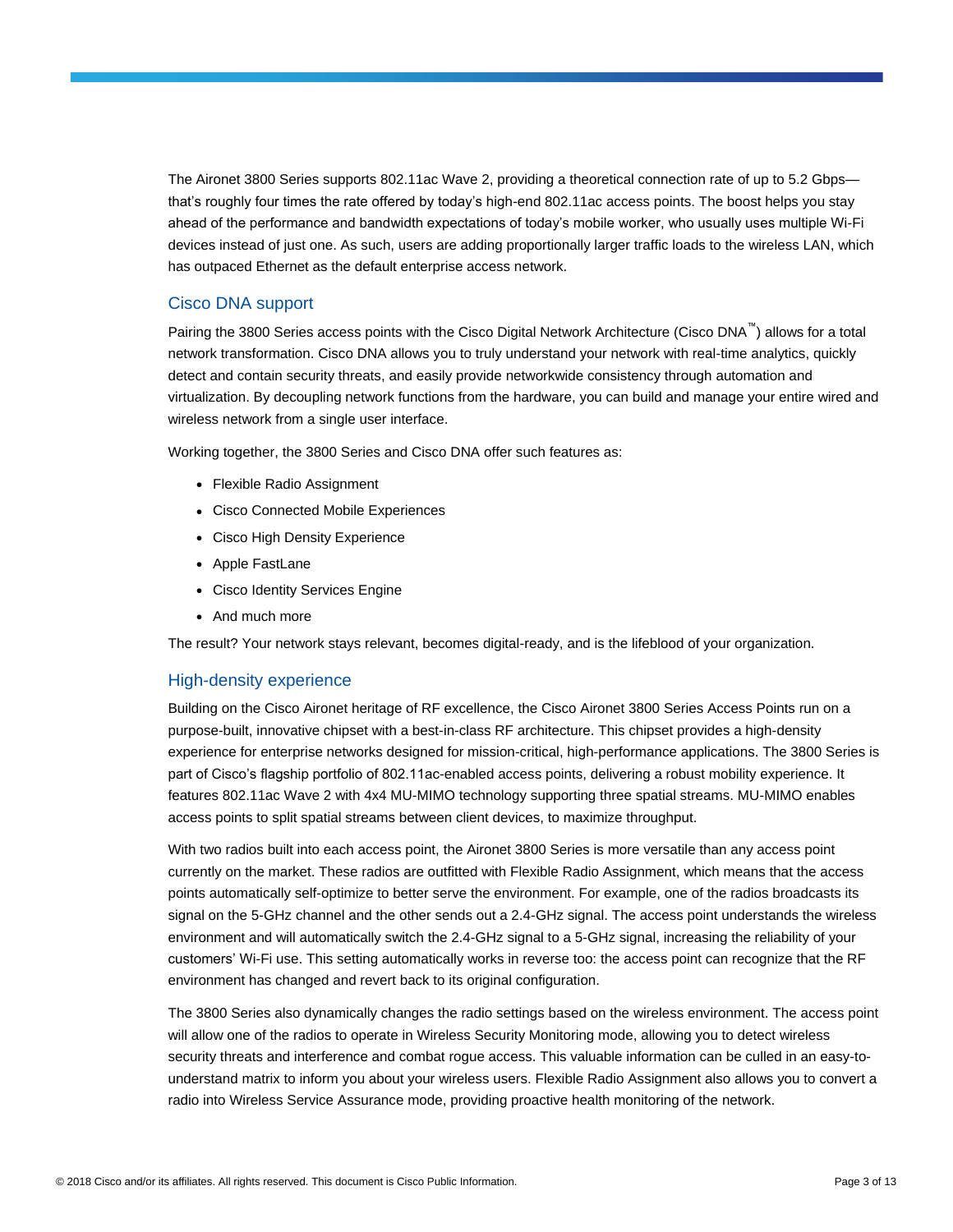The Aironet 3800 Series supports 802.11ac Wave 2, providing a theoretical connection rate of up to 5.2 Gbps—that's roughly four times the rate offered by today's high-end 802.11ac access points. The boost helps you stay ahead of the performance and bandwidth expectations of today's mobile worker, who usually uses multiple Wi-Fi devices instead of just one. As such, users are adding proportionally larger traffic loads to the wireless LAN, which has outpaced Ethernet as the default enterprise access network.

## Cisco DNA support

Pairing the 3800 Series access points with the Cisco Digital Network Architecture (Cisco DNA™) allows for a total network transformation. Cisco DNA allows you to truly understand your network with real-time analytics, quickly detect and contain security threats, and easily provide networkwide consistency through automation and virtualization. By decoupling network functions from the hardware, you can build and manage your entire wired and wireless network from a single user interface.

Working together, the 3800 Series and Cisco DNA offer such features as:

- Flexible Radio Assignment
- Cisco Connected Mobile Experiences
- Cisco High Density Experience
- Apple FastLane
- Cisco Identity Services Engine
- And much more

The result? Your network stays relevant, becomes digital-ready, and is the lifeblood of your organization.

## High-density experience

Building on the Cisco Aironet heritage of RF excellence, the Cisco Aironet 3800 Series Access Points run on a purpose-built, innovative chipset with a best-in-class RF architecture. This chipset provides a high-density experience for enterprise networks designed for mission-critical, high-performance applications. The 3800 Series is part of Cisco's flagship portfolio of 802.11ac-enabled access points, delivering a robust mobility experience. It features 802.11ac Wave 2 with 4x4 MU-MIMO technology supporting three spatial streams. MU-MIMO enables access points to split spatial streams between client devices, to maximize throughput.

With two radios built into each access point, the Aironet 3800 Series is more versatile than any access point currently on the market. These radios are outfitted with Flexible Radio Assignment, which means that the access points automatically self-optimize to better serve the environment. For example, one of the radios broadcasts its signal on the 5-GHz channel and the other sends out a 2.4-GHz signal. The access point understands the wireless environment and will automatically switch the 2.4-GHz signal to a 5-GHz signal, increasing the reliability of your customers' Wi-Fi use. This setting automatically works in reverse too: the access point can recognize that the RF environment has changed and revert back to its original configuration.

The 3800 Series also dynamically changes the radio settings based on the wireless environment. The access point will allow one of the radios to operate in Wireless Security Monitoring mode, allowing you to detect wireless security threats and interference and combat rogue access. This valuable information can be culled in an easy-to-understand matrix to inform you about your wireless users. Flexible Radio Assignment also allows you to convert a radio into Wireless Service Assurance mode, providing proactive health monitoring of the network.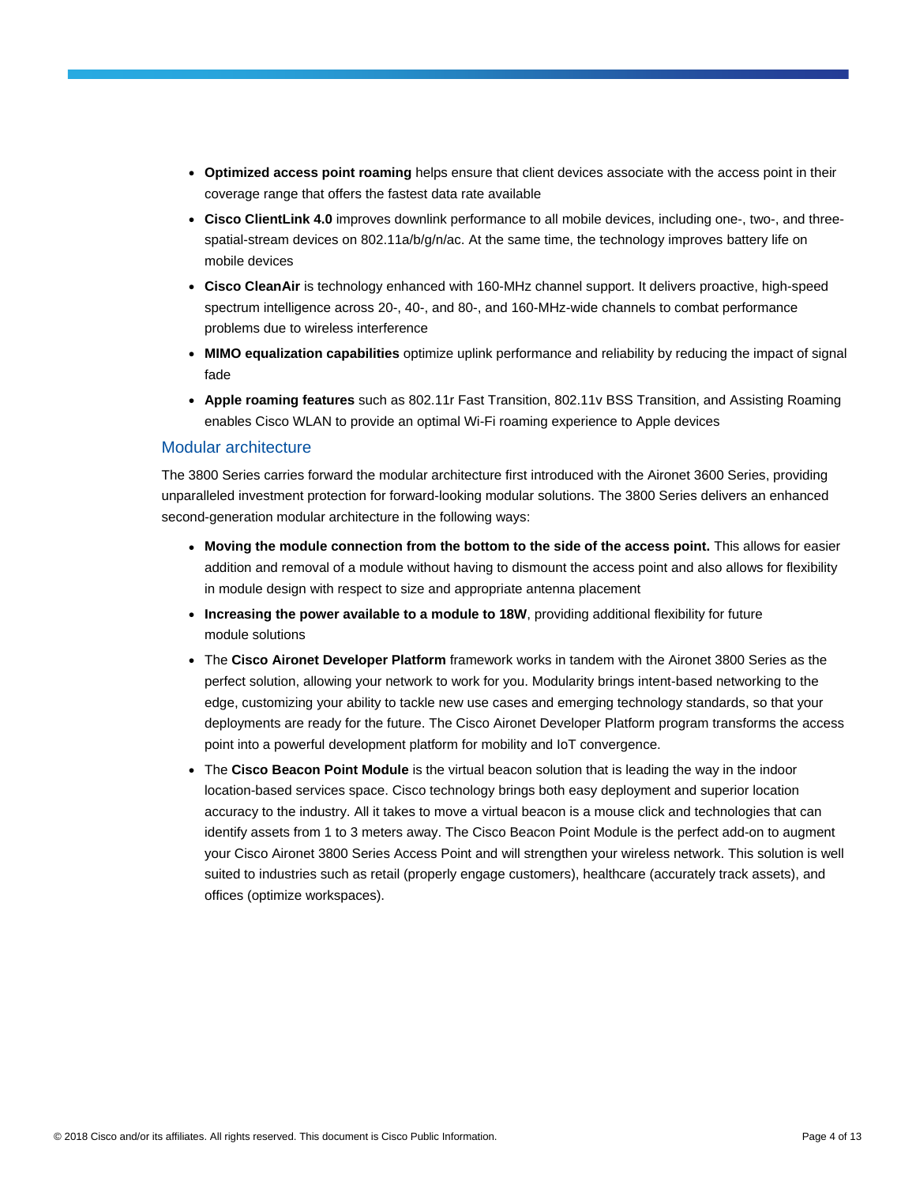- **Optimized access point roaming** helps ensure that client devices associate with the access point in their coverage range that offers the fastest data rate available
- **Cisco ClientLink 4.0** improves downlink performance to all mobile devices, including one-, two-, and three-spatial-stream devices on 802.11a/b/g/n/ac. At the same time, the technology improves battery life on mobile devices
- **Cisco CleanAir** is technology enhanced with 160-MHz channel support. It delivers proactive, high-speed spectrum intelligence across 20-, 40-, and 80-, and 160-MHz-wide channels to combat performance problems due to wireless interference
- **MIMO equalization capabilities** optimize uplink performance and reliability by reducing the impact of signal fade
- **Apple roaming features** such as 802.11r Fast Transition, 802.11v BSS Transition, and Assisting Roaming enables Cisco WLAN to provide an optimal Wi-Fi roaming experience to Apple devices

## Modular architecture

The 3800 Series carries forward the modular architecture first introduced with the Aironet 3600 Series, providing unparalleled investment protection for forward-looking modular solutions. The 3800 Series delivers an enhanced second-generation modular architecture in the following ways:

- **Moving the module connection from the bottom to the side of the access point.** This allows for easier addition and removal of a module without having to dismount the access point and also allows for flexibility in module design with respect to size and appropriate antenna placement
- **Increasing the power available to a module to 18W**, providing additional flexibility for future module solutions
- The **Cisco Aironet Developer Platform** framework works in tandem with the Aironet 3800 Series as the perfect solution, allowing your network to work for you. Modularity brings intent-based networking to the edge, customizing your ability to tackle new use cases and emerging technology standards, so that your deployments are ready for the future. The Cisco Aironet Developer Platform program transforms the access point into a powerful development platform for mobility and IoT convergence.
- The **Cisco Beacon Point Module** is the virtual beacon solution that is leading the way in the indoor location-based services space. Cisco technology brings both easy deployment and superior location accuracy to the industry. All it takes to move a virtual beacon is a mouse click and technologies that can identify assets from 1 to 3 meters away. The Cisco Beacon Point Module is the perfect add-on to augment your Cisco Aironet 3800 Series Access Point and will strengthen your wireless network. This solution is well suited to industries such as retail (properly engage customers), healthcare (accurately track assets), and offices (optimize workspaces).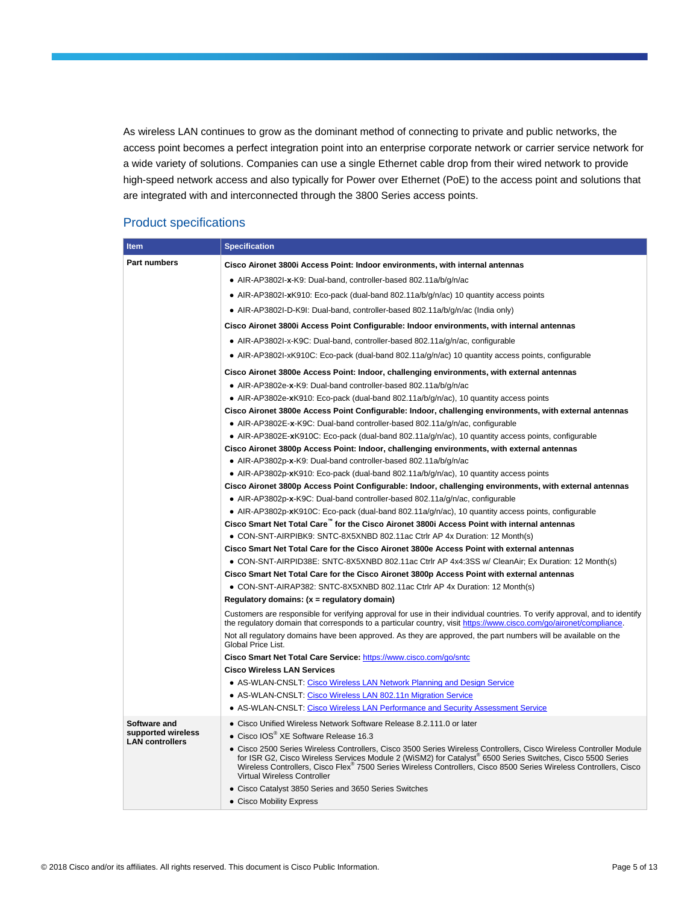As wireless LAN continues to grow as the dominant method of connecting to private and public networks, the access point becomes a perfect integration point into an enterprise corporate network or carrier service network for a wide variety of solutions. Companies can use a single Ethernet cable drop from their wired network to provide high-speed network access and also typically for Power over Ethernet (PoE) to the access point and solutions that are integrated with and interconnected through the 3800 Series access points.

## Product specifications

| Item | Specification |
| --- | --- |
| **Part numbers** | **Cisco Aironet 3800i Access Point: Indoor environments, with internal antennas**<br>• AIR-AP3802I-**x**-K9: Dual-band, controller-based 802.11a/b/g/n/ac<br>• AIR-AP3802I-**x**K910: Eco-pack (dual-band 802.11a/b/g/n/ac) 10 quantity access points<br>• AIR-AP3802I-D-K9I: Dual-band, controller-based 802.11a/b/g/n/ac (India only)<br>**Cisco Aironet 3800i Access Point Configurable: Indoor environments, with internal antennas**<br>• AIR-AP3802I-x-K9C: Dual-band, controller-based 802.11a/g/n/ac, configurable<br>• AIR-AP3802I-xK910C: Eco-pack (dual-band 802.11a/g/n/ac) 10 quantity access points, configurable<br>**Cisco Aironet 3800e Access Point: Indoor, challenging environments, with external antennas**<br>• AIR-AP3802e-**x**-K9: Dual-band controller-based 802.11a/b/g/n/ac<br>• AIR-AP3802e-**x**K910: Eco-pack (dual-band 802.11a/b/g/n/ac), 10 quantity access points<br>**Cisco Aironet 3800e Access Point Configurable: Indoor, challenging environments, with external antennas**<br>• AIR-AP3802E-**x**-K9C: Dual-band controller-based 802.11a/g/n/ac, configurable<br>• AIR-AP3802E-**x**K910C: Eco-pack (dual-band 802.11a/g/n/ac), 10 quantity access points, configurable<br>**Cisco Aironet 3800p Access Point: Indoor, challenging environments, with external antennas**<br>• AIR-AP3802p-**x**-K9: Dual-band controller-based 802.11a/b/g/n/ac<br>• AIR-AP3802p-**x**K910: Eco-pack (dual-band 802.11a/b/g/n/ac), 10 quantity access points<br>**Cisco Aironet 3800p Access Point Configurable: Indoor, challenging environments, with external antennas**<br>• AIR-AP3802p-**x**-K9C: Dual-band controller-based 802.11a/g/n/ac, configurable<br>• AIR-AP3802p-**x**K910C: Eco-pack (dual-band 802.11a/g/n/ac), 10 quantity access points, configurable<br>**Cisco Smart Net Total Care™ for the Cisco Aironet 3800i Access Point with internal antennas**<br>• CON-SNT-AIRPIBK9: SNTC-8X5XNBD 802.11ac Ctrlr AP 4x Duration: 12 Month(s)<br>**Cisco Smart Net Total Care for the Cisco Aironet 3800e Access Point with external antennas**<br>• CON-SNT-AIRPID38E: SNTC-8X5XNBD 802.11ac Ctrlr AP 4x4:3SS w/ CleanAir; Ex Duration: 12 Month(s)<br>**Cisco Smart Net Total Care for the Cisco Aironet 3800p Access Point with external antennas**<br>• CON-SNT-AIRAP382: SNTC-8X5XNBD 802.11ac Ctrlr AP 4x Duration: 12 Month(s)<br>**Regulatory domains: (x = regulatory domain)**<br>Customers are responsible for verifying approval for use in their individual countries. To verify approval, and to identify the regulatory domain that corresponds to a particular country, visit https://www.cisco.com/go/aironet/compliance.<br>Not all regulatory domains have been approved. As they are approved, the part numbers will be available on the Global Price List.<br>**Cisco Smart Net Total Care Service:** https://www.cisco.com/go/sntc<br>**Cisco Wireless LAN Services**<br>• AS-WLAN-CNSLT: Cisco Wireless LAN Network Planning and Design Service<br>• AS-WLAN-CNSLT: Cisco Wireless LAN 802.11n Migration Service<br>• AS-WLAN-CNSLT: Cisco Wireless LAN Performance and Security Assessment Service |
| **Software and supported wireless LAN controllers** | • Cisco Unified Wireless Network Software Release 8.2.111.0 or later<br>• Cisco IOS® XE Software Release 16.3<br>• Cisco 2500 Series Wireless Controllers, Cisco 3500 Series Wireless Controllers, Cisco Wireless Controller Module for ISR G2, Cisco Wireless Services Module 2 (WiSM2) for Catalyst® 6500 Series Switches, Cisco 5500 Series Wireless Controllers, Cisco Flex® 7500 Series Wireless Controllers, Cisco 8500 Series Wireless Controllers, Cisco Virtual Wireless Controller<br>• Cisco Catalyst 3850 Series and 3650 Series Switches<br>• Cisco Mobility Express |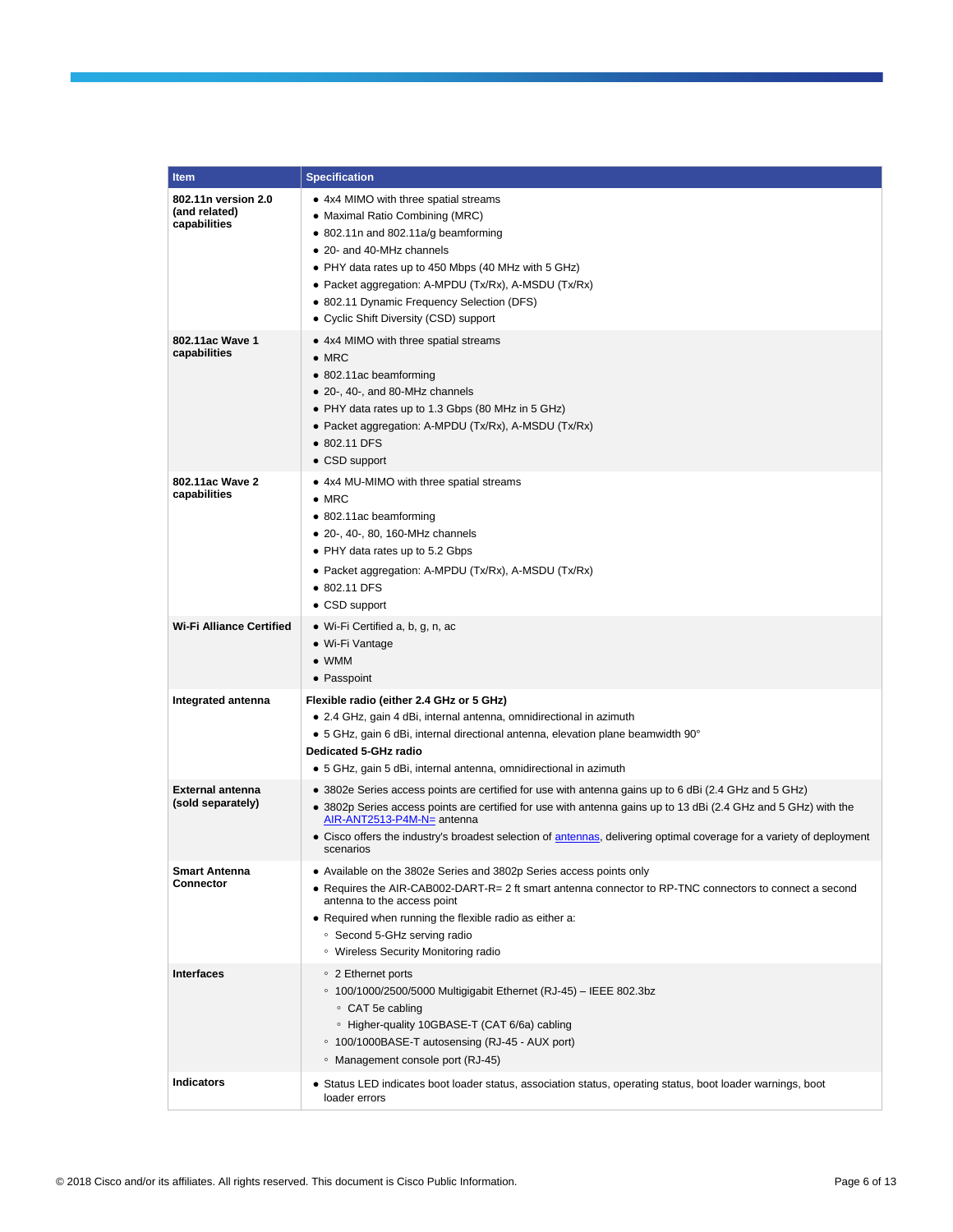| Item | Specification |
| --- | --- |
| **802.11n version 2.0 (and related) capabilities** | • 4x4 MIMO with three spatial streams<br>• Maximal Ratio Combining (MRC)<br>• 802.11n and 802.11a/g beamforming<br>• 20- and 40-MHz channels<br>• PHY data rates up to 450 Mbps (40 MHz with 5 GHz)<br>• Packet aggregation: A-MPDU (Tx/Rx), A-MSDU (Tx/Rx)<br>• 802.11 Dynamic Frequency Selection (DFS)<br>• Cyclic Shift Diversity (CSD) support |
| **802.11ac Wave 1 capabilities** | • 4x4 MIMO with three spatial streams<br>• MRC<br>• 802.11ac beamforming<br>• 20-, 40-, and 80-MHz channels<br>• PHY data rates up to 1.3 Gbps (80 MHz in 5 GHz)<br>• Packet aggregation: A-MPDU (Tx/Rx), A-MSDU (Tx/Rx)<br>• 802.11 DFS<br>• CSD support |
| **802.11ac Wave 2 capabilities** | • 4x4 MU-MIMO with three spatial streams<br>• MRC<br>• 802.11ac beamforming<br>• 20-, 40-, 80, 160-MHz channels<br>• PHY data rates up to 5.2 Gbps<br>• Packet aggregation: A-MPDU (Tx/Rx), A-MSDU (Tx/Rx)<br>• 802.11 DFS<br>• CSD support |
| **Wi-Fi Alliance Certified** | • Wi-Fi Certified a, b, g, n, ac<br>• Wi-Fi Vantage<br>• WMM<br>• Passpoint |
| **Integrated antenna** | **Flexible radio (either 2.4 GHz or 5 GHz)**<br>• 2.4 GHz, gain 4 dBi, internal antenna, omnidirectional in azimuth<br>• 5 GHz, gain 6 dBi, internal directional antenna, elevation plane beamwidth 90°<br>**Dedicated 5-GHz radio**<br>• 5 GHz, gain 5 dBi, internal antenna, omnidirectional in azimuth |
| **External antenna (sold separately)** | • 3802e Series access points are certified for use with antenna gains up to 6 dBi (2.4 GHz and 5 GHz)<br>• 3802p Series access points are certified for use with antenna gains up to 13 dBi (2.4 GHz and 5 GHz) with the AIR-ANT2513-P4M-N= antenna<br>• Cisco offers the industry's broadest selection of antennas, delivering optimal coverage for a variety of deployment scenarios |
| **Smart Antenna Connector** | • Available on the 3802e Series and 3802p Series access points only<br>• Requires the AIR-CAB002-DART-R= 2 ft smart antenna connector to RP-TNC connectors to connect a second antenna to the access point<br>• Required when running the flexible radio as either a:<br>  ◦ Second 5-GHz serving radio<br>  ◦ Wireless Security Monitoring radio |
| **Interfaces** | ◦ 2 Ethernet ports<br>◦ 100/1000/2500/5000 Multigigabit Ethernet (RJ-45) – IEEE 802.3bz<br>  ◦ CAT 5e cabling<br>  ◦ Higher-quality 10GBASE-T (CAT 6/6a) cabling<br>◦ 100/1000BASE-T autosensing (RJ-45 - AUX port)<br>◦ Management console port (RJ-45) |
| **Indicators** | • Status LED indicates boot loader status, association status, operating status, boot loader warnings, boot loader errors |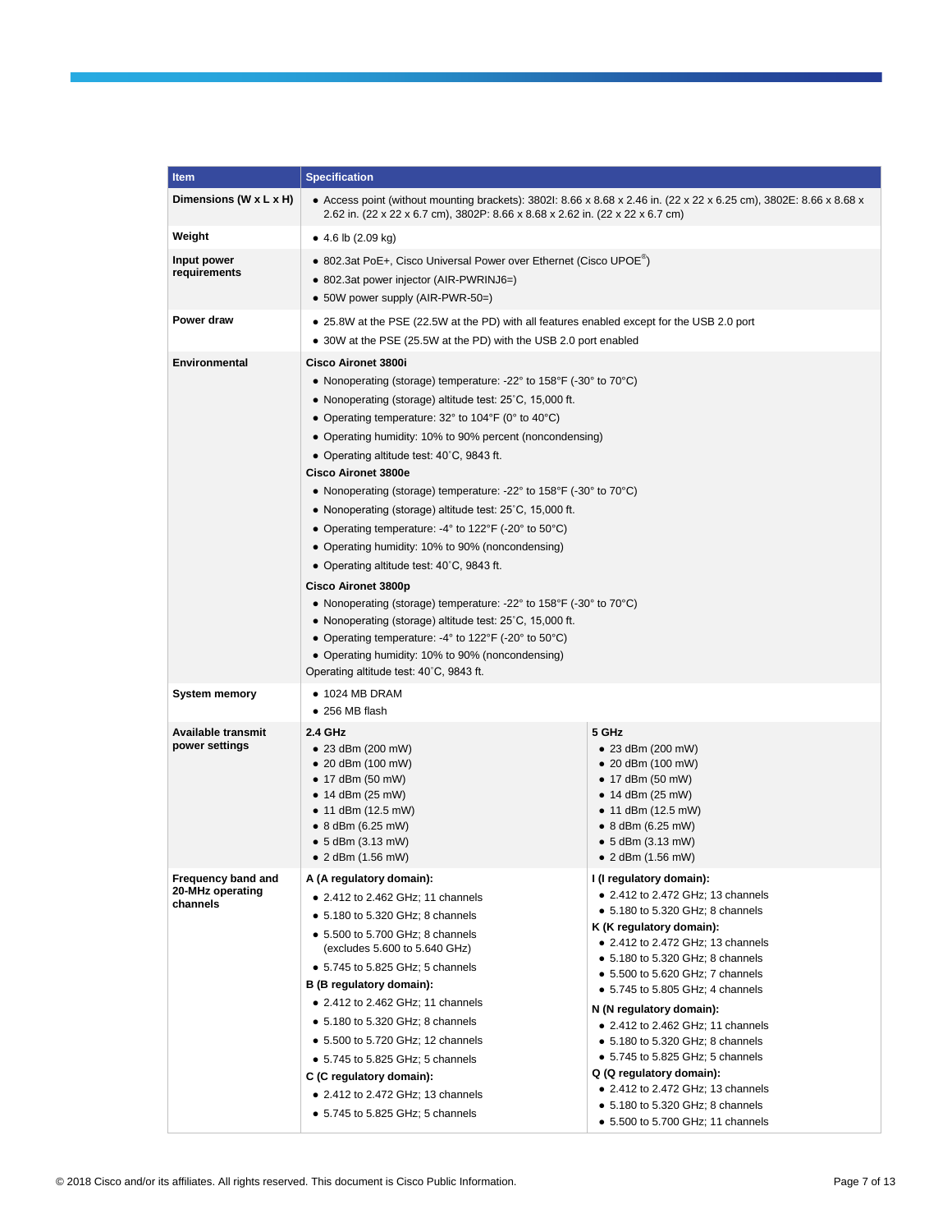| Item | Specification | |
|---|---|---|
| **Dimensions (W x L x H)** | • Access point (without mounting brackets): 3802I: 8.66 x 8.68 x 2.46 in. (22 x 22 x 6.25 cm), 3802E: 8.66 x 8.68 x 2.62 in. (22 x 22 x 6.7 cm), 3802P: 8.66 x 8.68 x 2.62 in. (22 x 22 x 6.7 cm) | |
| **Weight** | • 4.6 lb (2.09 kg) | |
| **Input power requirements** | • 802.3at PoE+, Cisco Universal Power over Ethernet (Cisco UPOE®)<br>• 802.3at power injector (AIR-PWRINJ6=)<br>• 50W power supply (AIR-PWR-50=) | |
| **Power draw** | • 25.8W at the PSE (22.5W at the PD) with all features enabled except for the USB 2.0 port<br>• 30W at the PSE (25.5W at the PD) with the USB 2.0 port enabled | |
| **Environmental** | **Cisco Aironet 3800i**<br>• Nonoperating (storage) temperature: -22° to 158°F (-30° to 70°C)<br>• Nonoperating (storage) altitude test: 25˚C, 15,000 ft.<br>• Operating temperature: 32° to 104°F (0° to 40°C)<br>• Operating humidity: 10% to 90% percent (noncondensing)<br>• Operating altitude test: 40˚C, 9843 ft.<br>**Cisco Aironet 3800e**<br>• Nonoperating (storage) temperature: -22° to 158°F (-30° to 70°C)<br>• Nonoperating (storage) altitude test: 25˚C, 15,000 ft.<br>• Operating temperature: -4° to 122°F (-20° to 50°C)<br>• Operating humidity: 10% to 90% (noncondensing)<br>• Operating altitude test: 40˚C, 9843 ft.<br>**Cisco Aironet 3800p**<br>• Nonoperating (storage) temperature: -22° to 158°F (-30° to 70°C)<br>• Nonoperating (storage) altitude test: 25˚C, 15,000 ft.<br>• Operating temperature: -4° to 122°F (-20° to 50°C)<br>• Operating humidity: 10% to 90% (noncondensing)<br>Operating altitude test: 40˚C, 9843 ft. | |
| **System memory** | • 1024 MB DRAM<br>• 256 MB flash | |
| **Available transmit power settings** | **2.4 GHz**<br>• 23 dBm (200 mW)<br>• 20 dBm (100 mW)<br>• 17 dBm (50 mW)<br>• 14 dBm (25 mW)<br>• 11 dBm (12.5 mW)<br>• 8 dBm (6.25 mW)<br>• 5 dBm (3.13 mW)<br>• 2 dBm (1.56 mW) | **5 GHz**<br>• 23 dBm (200 mW)<br>• 20 dBm (100 mW)<br>• 17 dBm (50 mW)<br>• 14 dBm (25 mW)<br>• 11 dBm (12.5 mW)<br>• 8 dBm (6.25 mW)<br>• 5 dBm (3.13 mW)<br>• 2 dBm (1.56 mW) |
| **Frequency band and 20-MHz operating channels** | **A (A regulatory domain):**<br>• 2.412 to 2.462 GHz; 11 channels<br>• 5.180 to 5.320 GHz; 8 channels<br>• 5.500 to 5.700 GHz; 8 channels (excludes 5.600 to 5.640 GHz)<br>• 5.745 to 5.825 GHz; 5 channels<br>**B (B regulatory domain):**<br>• 2.412 to 2.462 GHz; 11 channels<br>• 5.180 to 5.320 GHz; 8 channels<br>• 5.500 to 5.720 GHz; 12 channels<br>• 5.745 to 5.825 GHz; 5 channels<br>**C (C regulatory domain):**<br>• 2.412 to 2.472 GHz; 13 channels<br>• 5.745 to 5.825 GHz; 5 channels | **I (I regulatory domain):**<br>• 2.412 to 2.472 GHz; 13 channels<br>• 5.180 to 5.320 GHz; 8 channels<br>**K (K regulatory domain):**<br>• 2.412 to 2.472 GHz; 13 channels<br>• 5.180 to 5.320 GHz; 8 channels<br>• 5.500 to 5.620 GHz; 7 channels<br>• 5.745 to 5.805 GHz; 4 channels<br>**N (N regulatory domain):**<br>• 2.412 to 2.462 GHz; 11 channels<br>• 5.180 to 5.320 GHz; 8 channels<br>• 5.745 to 5.825 GHz; 5 channels<br>**Q (Q regulatory domain):**<br>• 2.412 to 2.472 GHz; 13 channels<br>• 5.180 to 5.320 GHz; 8 channels<br>• 5.500 to 5.700 GHz; 11 channels |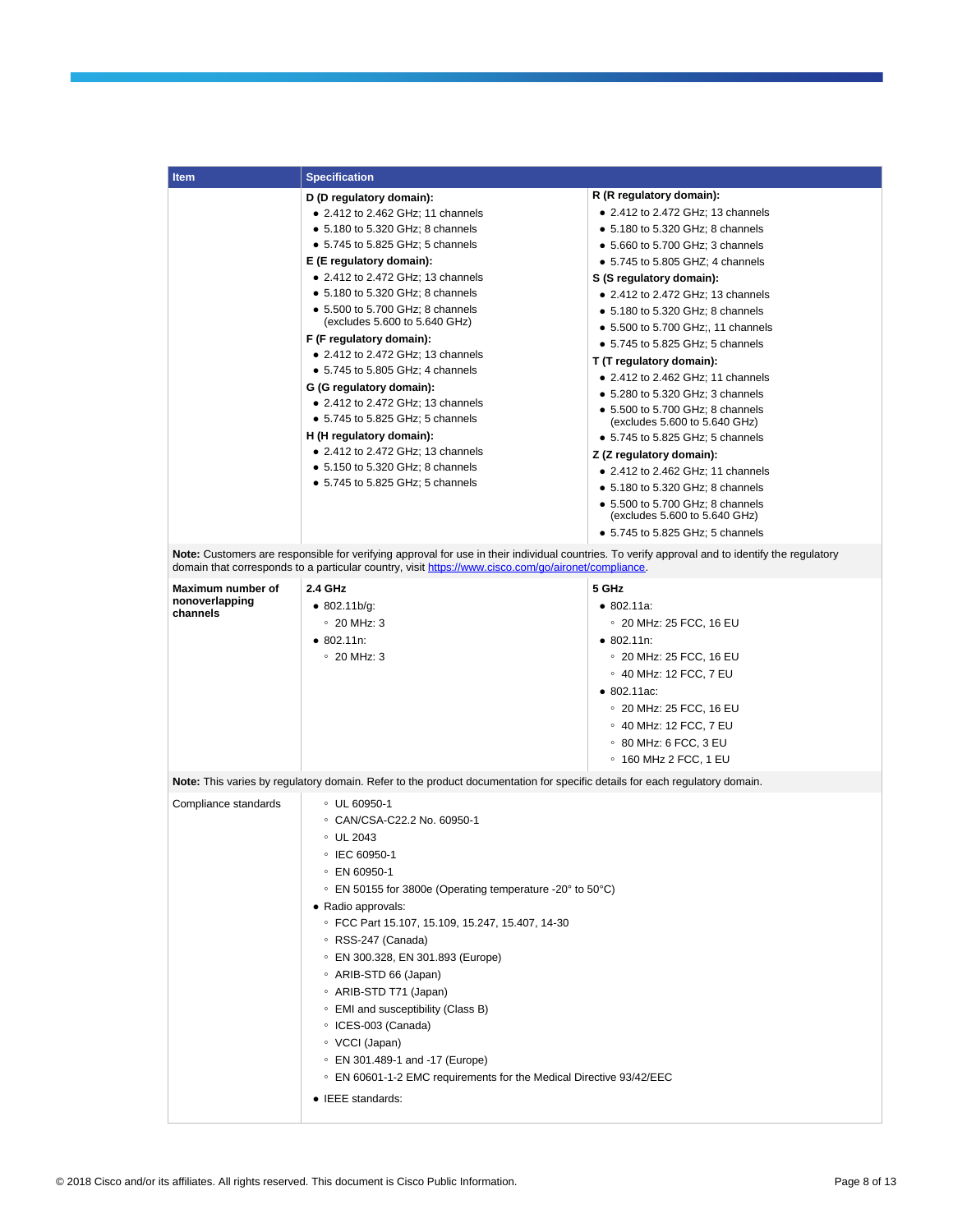| Item | Specification | |
|---|---|---|
| | **D (D regulatory domain):**<br>• 2.412 to 2.462 GHz; 11 channels<br>• 5.180 to 5.320 GHz; 8 channels<br>• 5.745 to 5.825 GHz; 5 channels<br>**E (E regulatory domain):**<br>• 2.412 to 2.472 GHz; 13 channels<br>• 5.180 to 5.320 GHz; 8 channels<br>• 5.500 to 5.700 GHz; 8 channels (excludes 5.600 to 5.640 GHz)<br>**F (F regulatory domain):**<br>• 2.412 to 2.472 GHz; 13 channels<br>• 5.745 to 5.805 GHz; 4 channels<br>**G (G regulatory domain):**<br>• 2.412 to 2.472 GHz; 13 channels<br>• 5.745 to 5.825 GHz; 5 channels<br>**H (H regulatory domain):**<br>• 2.412 to 2.472 GHz; 13 channels<br>• 5.150 to 5.320 GHz; 8 channels<br>• 5.745 to 5.825 GHz; 5 channels | **R (R regulatory domain):**<br>• 2.412 to 2.472 GHz; 13 channels<br>• 5.180 to 5.320 GHz; 8 channels<br>• 5.660 to 5.700 GHz; 3 channels<br>• 5.745 to 5.805 GHZ; 4 channels<br>**S (S regulatory domain):**<br>• 2.412 to 2.472 GHz; 13 channels<br>• 5.180 to 5.320 GHz; 8 channels<br>• 5.500 to 5.700 GHz;, 11 channels<br>• 5.745 to 5.825 GHz; 5 channels<br>**T (T regulatory domain):**<br>• 2.412 to 2.462 GHz; 11 channels<br>• 5.280 to 5.320 GHz; 3 channels<br>• 5.500 to 5.700 GHz; 8 channels (excludes 5.600 to 5.640 GHz)<br>• 5.745 to 5.825 GHz; 5 channels<br>**Z (Z regulatory domain):**<br>• 2.412 to 2.462 GHz; 11 channels<br>• 5.180 to 5.320 GHz; 8 channels<br>• 5.500 to 5.700 GHz; 8 channels (excludes 5.600 to 5.640 GHz)<br>• 5.745 to 5.825 GHz; 5 channels |
| **Note:** Customers are responsible for verifying approval for use in their individual countries. To verify approval and to identify the regulatory domain that corresponds to a particular country, visit https://www.cisco.com/go/aironet/compliance. | | |
| **Maximum number of nonoverlapping channels** | **2.4 GHz**<br>• 802.11b/g:<br>◦ 20 MHz: 3<br>• 802.11n:<br>◦ 20 MHz: 3 | **5 GHz**<br>• 802.11a:<br>◦ 20 MHz: 25 FCC, 16 EU<br>• 802.11n:<br>◦ 20 MHz: 25 FCC, 16 EU<br>◦ 40 MHz: 12 FCC, 7 EU<br>• 802.11ac:<br>◦ 20 MHz: 25 FCC, 16 EU<br>◦ 40 MHz: 12 FCC, 7 EU<br>◦ 80 MHz: 6 FCC, 3 EU<br>◦ 160 MHz 2 FCC, 1 EU |
| **Note:** This varies by regulatory domain. Refer to the product documentation for specific details for each regulatory domain. | | |
| Compliance standards | ◦ UL 60950-1<br>◦ CAN/CSA-C22.2 No. 60950-1<br>◦ UL 2043<br>◦ IEC 60950-1<br>◦ EN 60950-1<br>◦ EN 50155 for 3800e (Operating temperature -20° to 50°C)<br>• Radio approvals:<br>◦ FCC Part 15.107, 15.109, 15.247, 15.407, 14-30<br>◦ RSS-247 (Canada)<br>◦ EN 300.328, EN 301.893 (Europe)<br>◦ ARIB-STD 66 (Japan)<br>◦ ARIB-STD T71 (Japan)<br>◦ EMI and susceptibility (Class B)<br>◦ ICES-003 (Canada)<br>◦ VCCI (Japan)<br>◦ EN 301.489-1 and -17 (Europe)<br>◦ EN 60601-1-2 EMC requirements for the Medical Directive 93/42/EEC<br>• IEEE standards: | |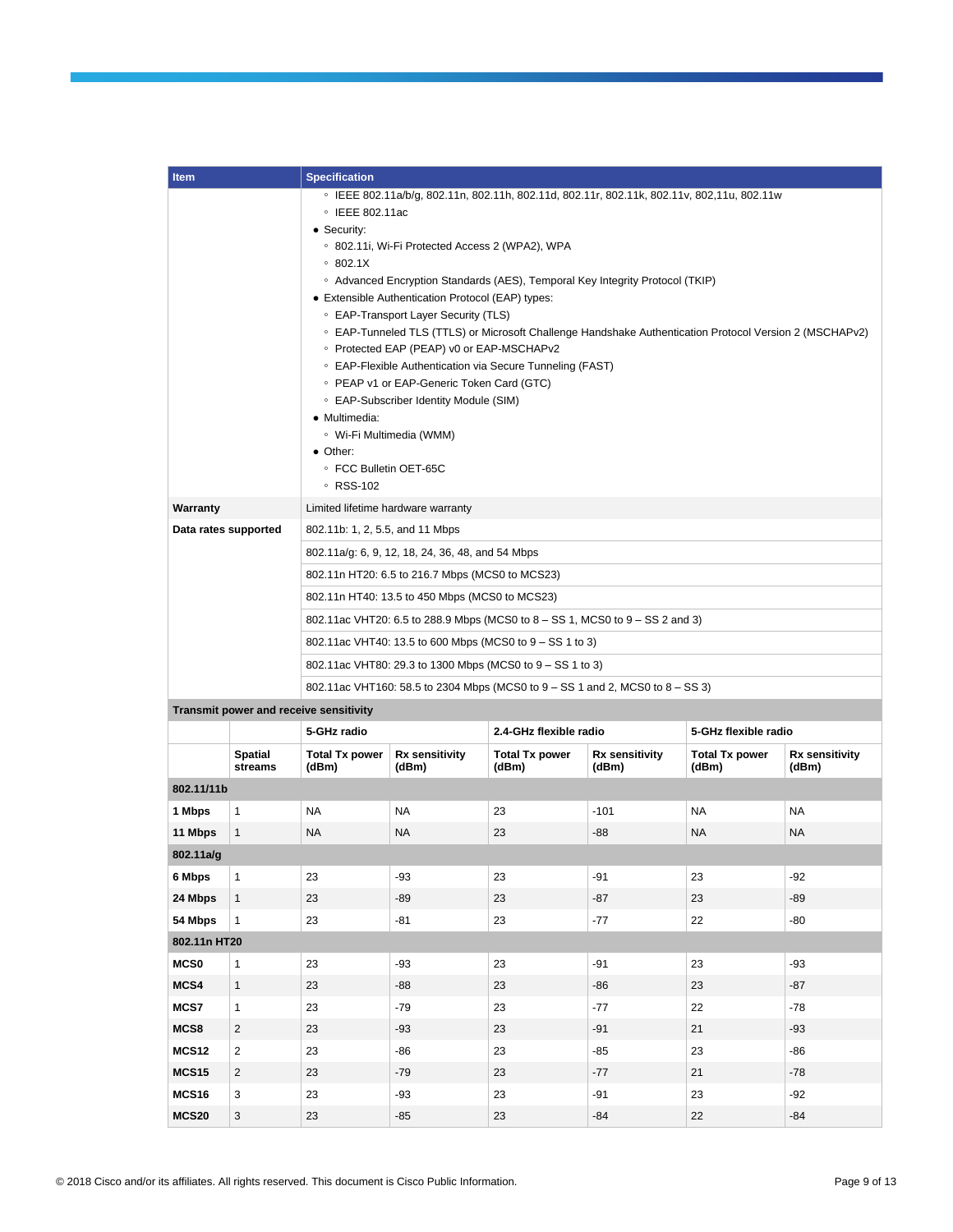| Item | Specification |
|---|---|
| | ◦ IEEE 802.11a/b/g, 802.11n, 802.11h, 802.11d, 802.11r, 802.11k, 802.11v, 802,11u, 802.11w<br>◦ IEEE 802.11ac<br>• Security:<br>◦ 802.11i, Wi-Fi Protected Access 2 (WPA2), WPA<br>◦ 802.1X<br>◦ Advanced Encryption Standards (AES), Temporal Key Integrity Protocol (TKIP)<br>• Extensible Authentication Protocol (EAP) types:<br>◦ EAP-Transport Layer Security (TLS)<br>◦ EAP-Tunneled TLS (TTLS) or Microsoft Challenge Handshake Authentication Protocol Version 2 (MSCHAPv2)<br>◦ Protected EAP (PEAP) v0 or EAP-MSCHAPv2<br>◦ EAP-Flexible Authentication via Secure Tunneling (FAST)<br>◦ PEAP v1 or EAP-Generic Token Card (GTC)<br>◦ EAP-Subscriber Identity Module (SIM)<br>• Multimedia:<br>◦ Wi-Fi Multimedia (WMM)<br>• Other:<br>◦ FCC Bulletin OET-65C<br>◦ RSS-102 |
| **Warranty** | Limited lifetime hardware warranty |
| **Data rates supported** | 802.11b: 1, 2, 5.5, and 11 Mbps |
| | 802.11a/g: 6, 9, 12, 18, 24, 36, 48, and 54 Mbps |
| | 802.11n HT20: 6.5 to 216.7 Mbps (MCS0 to MCS23) |
| | 802.11n HT40: 13.5 to 450 Mbps (MCS0 to MCS23) |
| | 802.11ac VHT20: 6.5 to 288.9 Mbps (MCS0 to 8 – SS 1, MCS0 to 9 – SS 2 and 3) |
| | 802.11ac VHT40: 13.5 to 600 Mbps (MCS0 to 9 – SS 1 to 3) |
| | 802.11ac VHT80: 29.3 to 1300 Mbps (MCS0 to 9 – SS 1 to 3) |
| | 802.11ac VHT160: 58.5 to 2304 Mbps (MCS0 to 9 – SS 1 and 2, MCS0 to 8 – SS 3) |

**Transmit power and receive sensitivity**

| | | 5-GHz radio | | 2.4-GHz flexible radio | | 5-GHz flexible radio | |
|---|---|---|---|---|---|---|---|
| | **Spatial streams** | **Total Tx power (dBm)** | **Rx sensitivity (dBm)** | **Total Tx power (dBm)** | **Rx sensitivity (dBm)** | **Total Tx power (dBm)** | **Rx sensitivity (dBm)** |
| **802.11/11b** | | | | | | | |
| **1 Mbps** | 1 | NA | NA | 23 | -101 | NA | NA |
| **11 Mbps** | 1 | NA | NA | 23 | -88 | NA | NA |
| **802.11a/g** | | | | | | | |
| **6 Mbps** | 1 | 23 | -93 | 23 | -91 | 23 | -92 |
| **24 Mbps** | 1 | 23 | -89 | 23 | -87 | 23 | -89 |
| **54 Mbps** | 1 | 23 | -81 | 23 | -77 | 22 | -80 |
| **802.11n HT20** | | | | | | | |
| **MCS0** | 1 | 23 | -93 | 23 | -91 | 23 | -93 |
| **MCS4** | 1 | 23 | -88 | 23 | -86 | 23 | -87 |
| **MCS7** | 1 | 23 | -79 | 23 | -77 | 22 | -78 |
| **MCS8** | 2 | 23 | -93 | 23 | -91 | 21 | -93 |
| **MCS12** | 2 | 23 | -86 | 23 | -85 | 23 | -86 |
| **MCS15** | 2 | 23 | -79 | 23 | -77 | 21 | -78 |
| **MCS16** | 3 | 23 | -93 | 23 | -91 | 23 | -92 |
| **MCS20** | 3 | 23 | -85 | 23 | -84 | 22 | -84 |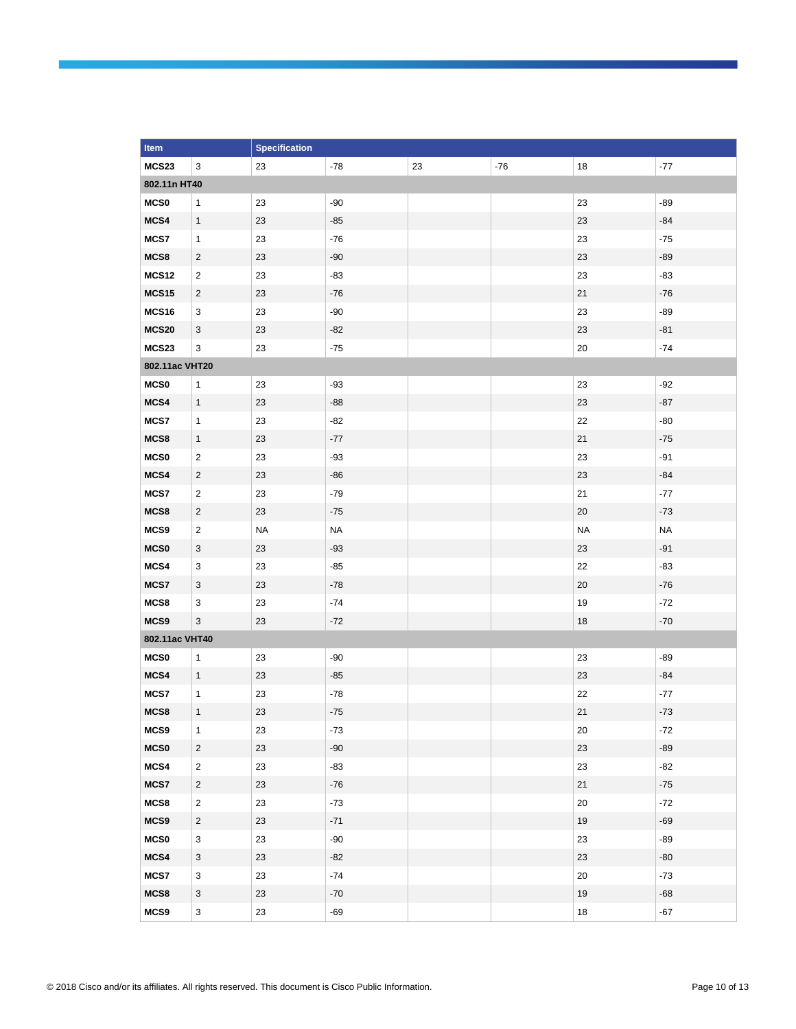| Item | | Specification | | | | | |
|---|---|---|---|---|---|---|---|
| **MCS23** | 3 | 23 | -78 | 23 | -76 | 18 | -77 |
| **802.11n HT40** | | | | | | | |
| **MCS0** | 1 | 23 | -90 | | | 23 | -89 |
| **MCS4** | 1 | 23 | -85 | | | 23 | -84 |
| **MCS7** | 1 | 23 | -76 | | | 23 | -75 |
| **MCS8** | 2 | 23 | -90 | | | 23 | -89 |
| **MCS12** | 2 | 23 | -83 | | | 23 | -83 |
| **MCS15** | 2 | 23 | -76 | | | 21 | -76 |
| **MCS16** | 3 | 23 | -90 | | | 23 | -89 |
| **MCS20** | 3 | 23 | -82 | | | 23 | -81 |
| **MCS23** | 3 | 23 | -75 | | | 20 | -74 |
| **802.11ac VHT20** | | | | | | | |
| **MCS0** | 1 | 23 | -93 | | | 23 | -92 |
| **MCS4** | 1 | 23 | -88 | | | 23 | -87 |
| **MCS7** | 1 | 23 | -82 | | | 22 | -80 |
| **MCS8** | 1 | 23 | -77 | | | 21 | -75 |
| **MCS0** | 2 | 23 | -93 | | | 23 | -91 |
| **MCS4** | 2 | 23 | -86 | | | 23 | -84 |
| **MCS7** | 2 | 23 | -79 | | | 21 | -77 |
| **MCS8** | 2 | 23 | -75 | | | 20 | -73 |
| **MCS9** | 2 | NA | NA | | | NA | NA |
| **MCS0** | 3 | 23 | -93 | | | 23 | -91 |
| **MCS4** | 3 | 23 | -85 | | | 22 | -83 |
| **MCS7** | 3 | 23 | -78 | | | 20 | -76 |
| **MCS8** | 3 | 23 | -74 | | | 19 | -72 |
| **MCS9** | 3 | 23 | -72 | | | 18 | -70 |
| **802.11ac VHT40** | | | | | | | |
| **MCS0** | 1 | 23 | -90 | | | 23 | -89 |
| **MCS4** | 1 | 23 | -85 | | | 23 | -84 |
| **MCS7** | 1 | 23 | -78 | | | 22 | -77 |
| **MCS8** | 1 | 23 | -75 | | | 21 | -73 |
| **MCS9** | 1 | 23 | -73 | | | 20 | -72 |
| **MCS0** | 2 | 23 | -90 | | | 23 | -89 |
| **MCS4** | 2 | 23 | -83 | | | 23 | -82 |
| **MCS7** | 2 | 23 | -76 | | | 21 | -75 |
| **MCS8** | 2 | 23 | -73 | | | 20 | -72 |
| **MCS9** | 2 | 23 | -71 | | | 19 | -69 |
| **MCS0** | 3 | 23 | -90 | | | 23 | -89 |
| **MCS4** | 3 | 23 | -82 | | | 23 | -80 |
| **MCS7** | 3 | 23 | -74 | | | 20 | -73 |
| **MCS8** | 3 | 23 | -70 | | | 19 | -68 |
| **MCS9** | 3 | 23 | -69 | | | 18 | -67 |

© 2018 Cisco and/or its affiliates. All rights reserved. This document is Cisco Public Information.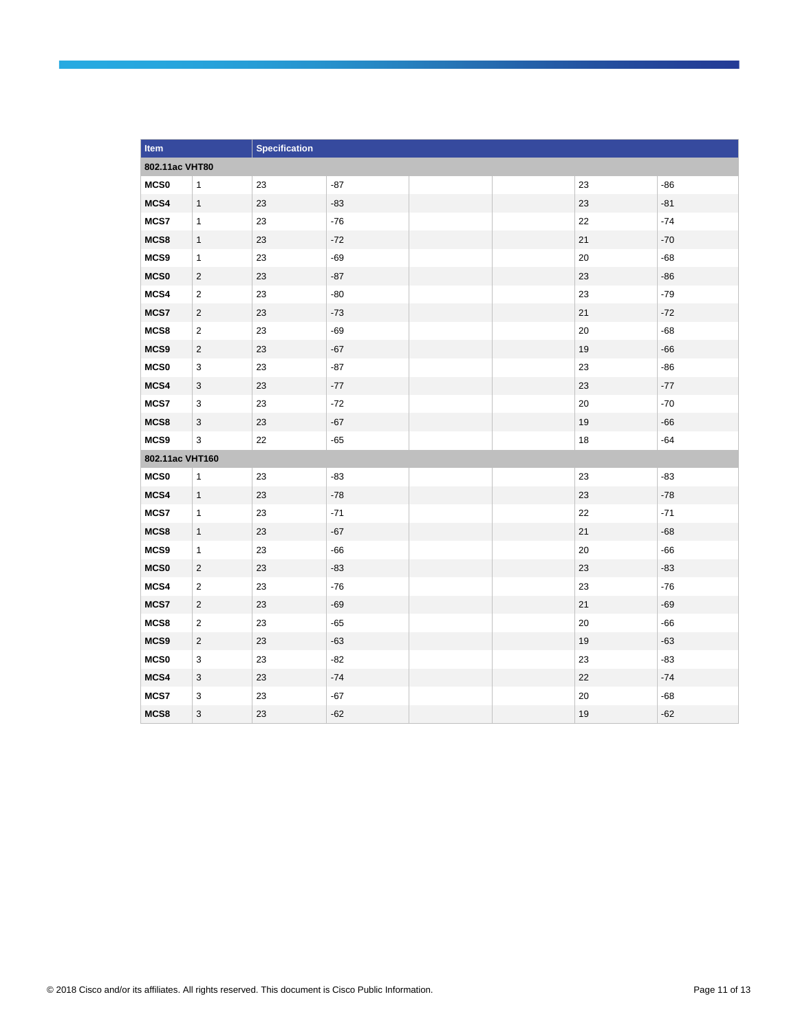| Item | | Specification | | | | | |
|---|---|---|---|---|---|---|---|
| **802.11ac VHT80** | | | | | | | |
| **MCS0** | 1 | 23 | -87 | | | 23 | -86 |
| **MCS4** | 1 | 23 | -83 | | | 23 | -81 |
| **MCS7** | 1 | 23 | -76 | | | 22 | -74 |
| **MCS8** | 1 | 23 | -72 | | | 21 | -70 |
| **MCS9** | 1 | 23 | -69 | | | 20 | -68 |
| **MCS0** | 2 | 23 | -87 | | | 23 | -86 |
| **MCS4** | 2 | 23 | -80 | | | 23 | -79 |
| **MCS7** | 2 | 23 | -73 | | | 21 | -72 |
| **MCS8** | 2 | 23 | -69 | | | 20 | -68 |
| **MCS9** | 2 | 23 | -67 | | | 19 | -66 |
| **MCS0** | 3 | 23 | -87 | | | 23 | -86 |
| **MCS4** | 3 | 23 | -77 | | | 23 | -77 |
| **MCS7** | 3 | 23 | -72 | | | 20 | -70 |
| **MCS8** | 3 | 23 | -67 | | | 19 | -66 |
| **MCS9** | 3 | 22 | -65 | | | 18 | -64 |
| **802.11ac VHT160** | | | | | | | |
| **MCS0** | 1 | 23 | -83 | | | 23 | -83 |
| **MCS4** | 1 | 23 | -78 | | | 23 | -78 |
| **MCS7** | 1 | 23 | -71 | | | 22 | -71 |
| **MCS8** | 1 | 23 | -67 | | | 21 | -68 |
| **MCS9** | 1 | 23 | -66 | | | 20 | -66 |
| **MCS0** | 2 | 23 | -83 | | | 23 | -83 |
| **MCS4** | 2 | 23 | -76 | | | 23 | -76 |
| **MCS7** | 2 | 23 | -69 | | | 21 | -69 |
| **MCS8** | 2 | 23 | -65 | | | 20 | -66 |
| **MCS9** | 2 | 23 | -63 | | | 19 | -63 |
| **MCS0** | 3 | 23 | -82 | | | 23 | -83 |
| **MCS4** | 3 | 23 | -74 | | | 22 | -74 |
| **MCS7** | 3 | 23 | -67 | | | 20 | -68 |
| **MCS8** | 3 | 23 | -62 | | | 19 | -62 |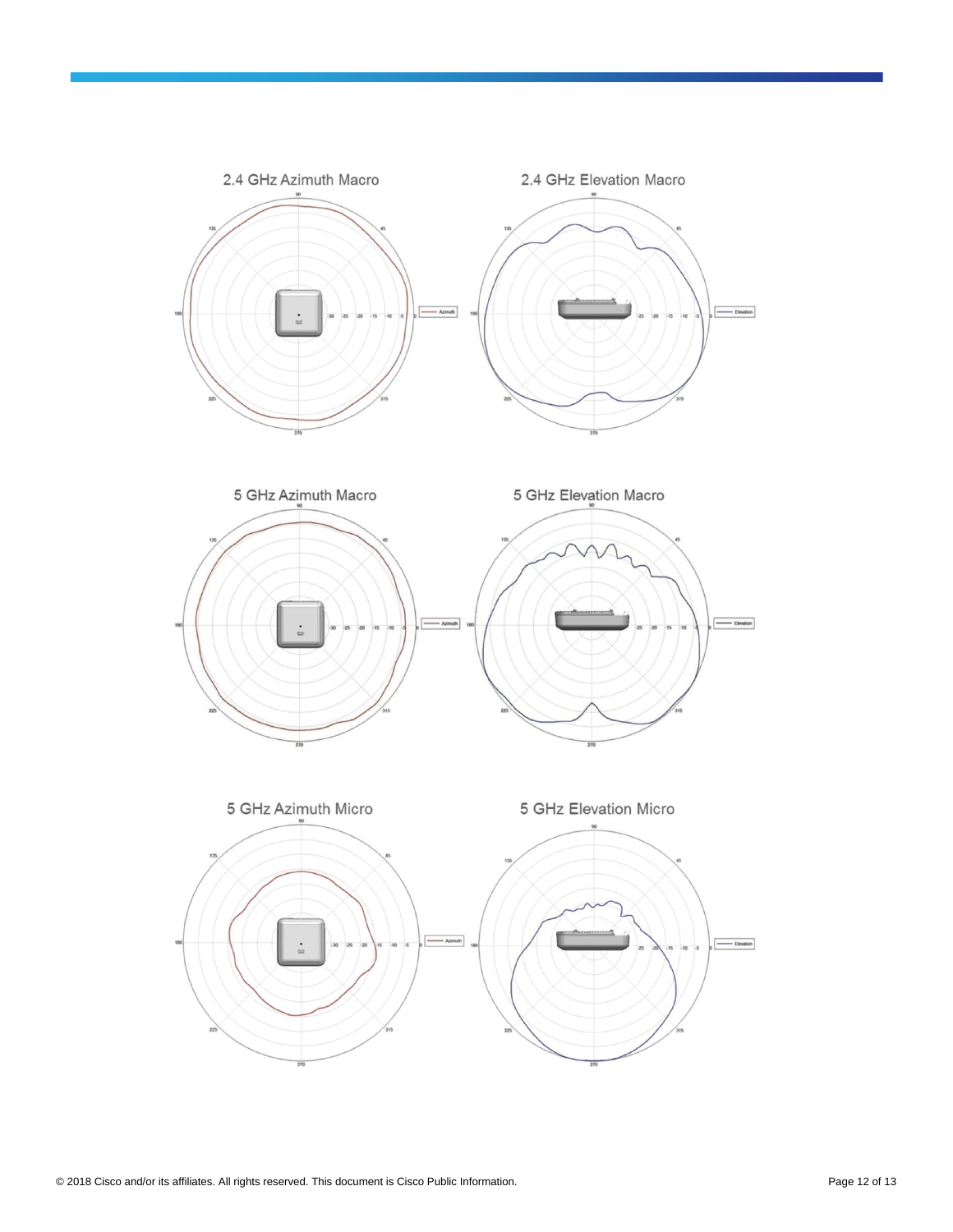2.4 GHz Azimuth Macro

90
135
45
180
0
225
315
270
-30 -25 -20 -15 -10 -5
Azimuth

2.4 GHz Elevation Macro

90
135
45
180
0
225
315
270
-25 -20 -15 -10 -5
Elevation

5 GHz Azimuth Macro

90
135
45
180
0
225
315
270
-30 -25 -20 -15 -10 -5
Azimuth

5 GHz Elevation Macro

90
135
45
180
0
225
315
270
-25 -20 -15 -10 -5
Elevation

5 GHz Azimuth Micro

90
135
45
180
0
225
315
270
-30 -25 -20 -15 -10 -5
Azimuth

5 GHz Elevation Micro

90
135
45
180
0
225
315
270
-25 -20 -15 -10 -5
Elevation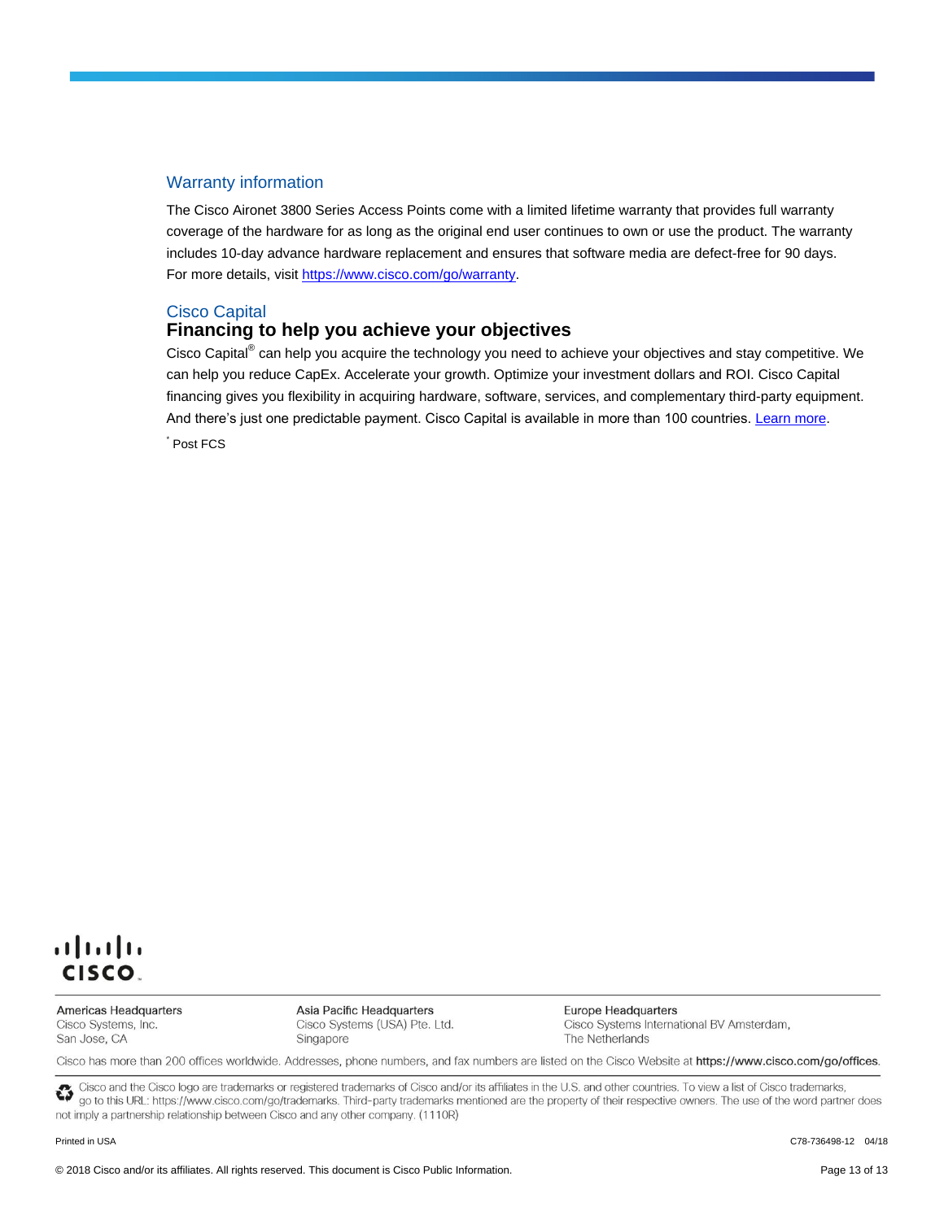## Warranty information

The Cisco Aironet 3800 Series Access Points come with a limited lifetime warranty that provides full warranty coverage of the hardware for as long as the original end user continues to own or use the product. The warranty includes 10-day advance hardware replacement and ensures that software media are defect-free for 90 days. For more details, visit https://www.cisco.com/go/warranty.

## Cisco Capital

### Financing to help you achieve your objectives

Cisco Capital® can help you acquire the technology you need to achieve your objectives and stay competitive. We can help you reduce CapEx. Accelerate your growth. Optimize your investment dollars and ROI. Cisco Capital financing gives you flexibility in acquiring hardware, software, services, and complementary third-party equipment. And there's just one predictable payment. Cisco Capital is available in more than 100 countries. Learn more.

* Post FCS

**Americas Headquarters**
Cisco Systems, Inc.
San Jose, CA

**Asia Pacific Headquarters**
Cisco Systems (USA) Pte. Ltd.
Singapore

**Europe Headquarters**
Cisco Systems International BV Amsterdam,
The Netherlands

Cisco has more than 200 offices worldwide. Addresses, phone numbers, and fax numbers are listed on the Cisco Website at **https://www.cisco.com/go/offices.**

Cisco and the Cisco logo are trademarks or registered trademarks of Cisco and/or its affiliates in the U.S. and other countries. To view a list of Cisco trademarks, go to this URL: https://www.cisco.com/go/trademarks. Third-party trademarks mentioned are the property of their respective owners. The use of the word partner does not imply a partnership relationship between Cisco and any other company. (1110R)

Printed in USA

C78-736498-12 04/18

© 2018 Cisco and/or its affiliates. All rights reserved. This document is Cisco Public Information.